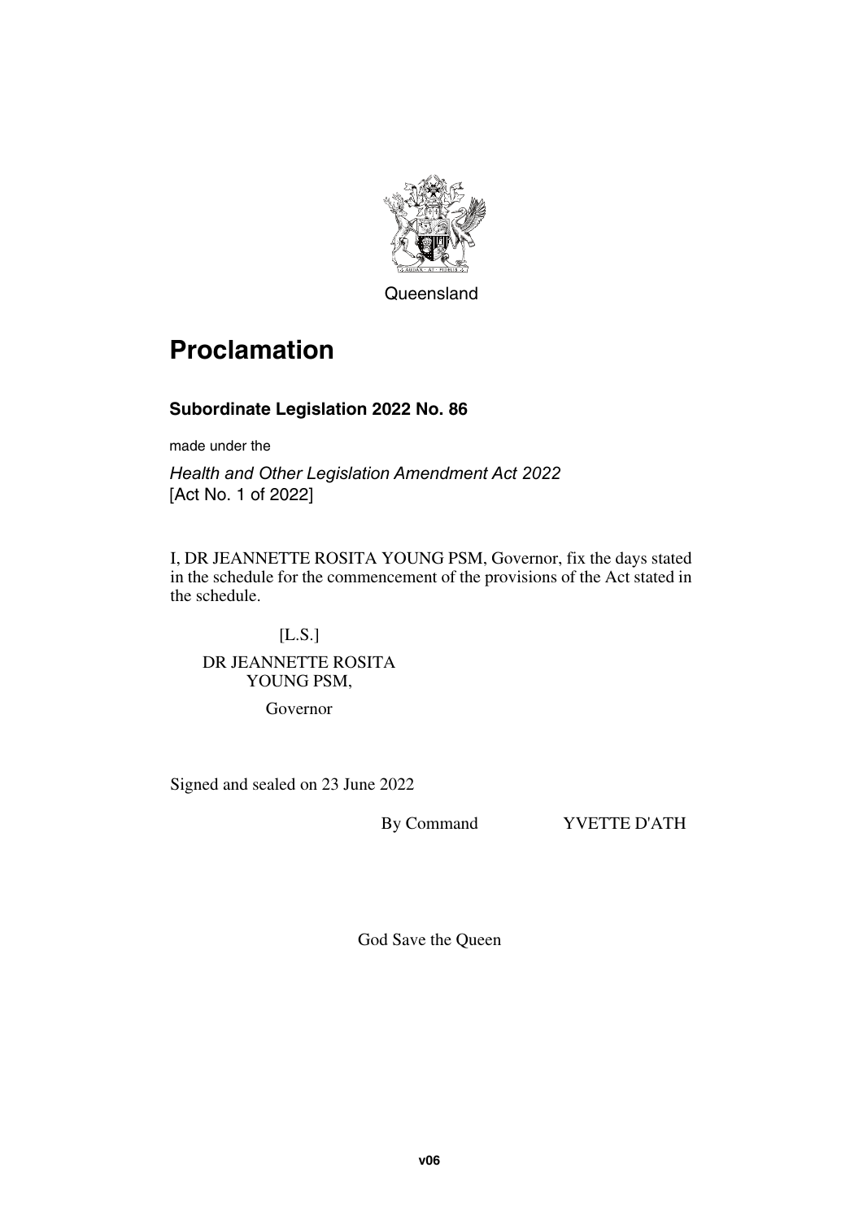Queensland

# Proclamation

### Subordinate Legislation 2022 No. 86

made under the

*Health and Other Legislation Amendment Act 2022*
[Act No. 1 of 2022]

I, DR JEANNETTE ROSITA YOUNG PSM, Governor, fix the days stated in the schedule for the commencement of the provisions of the Act stated in the schedule.

[L.S.]

DR JEANNETTE ROSITA YOUNG PSM,

Governor

Signed and sealed on 23 June 2022

By Command YVETTE D'ATH

God Save the Queen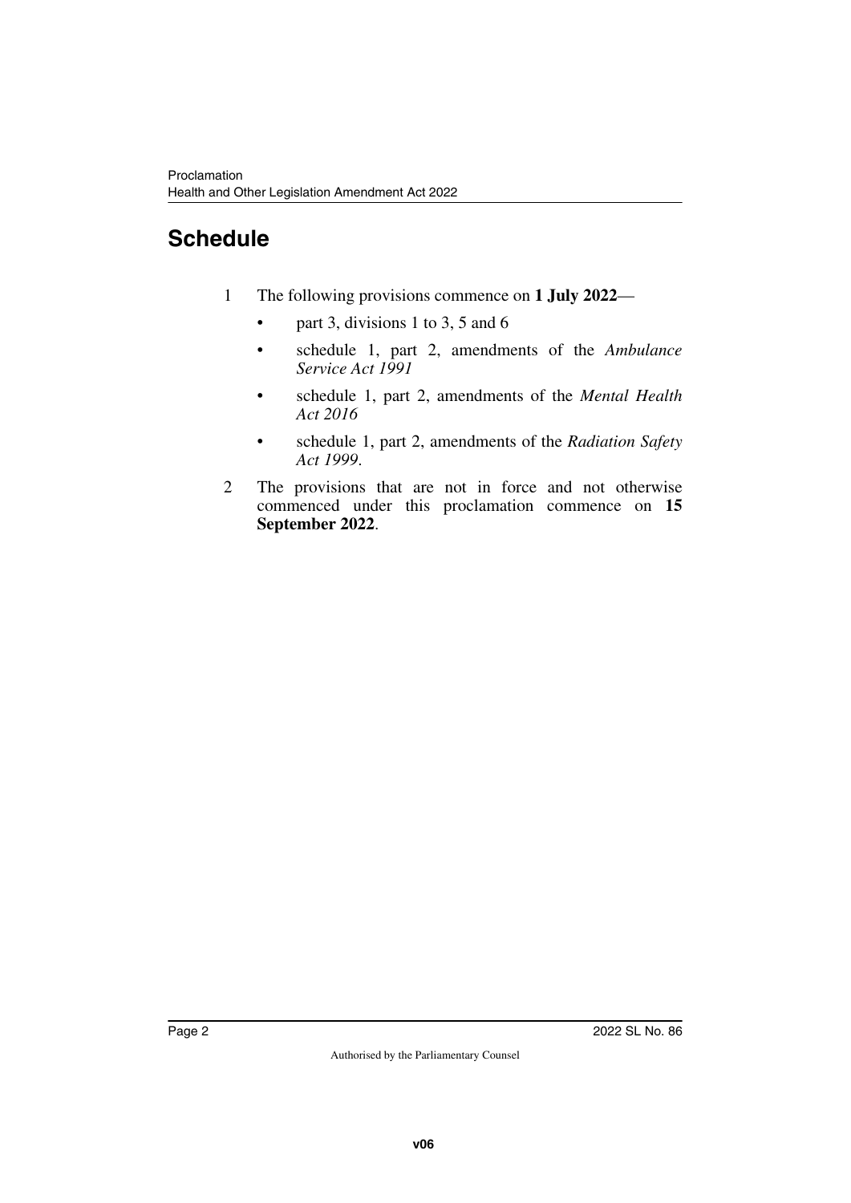# Schedule

1 The following provisions commence on **1 July 2022**—

- part 3, divisions 1 to 3, 5 and 6
- schedule 1, part 2, amendments of the *Ambulance Service Act 1991*
- schedule 1, part 2, amendments of the *Mental Health Act 2016*
- schedule 1, part 2, amendments of the *Radiation Safety Act 1999*.

2 The provisions that are not in force and not otherwise commenced under this proclamation commence on **15 September 2022**.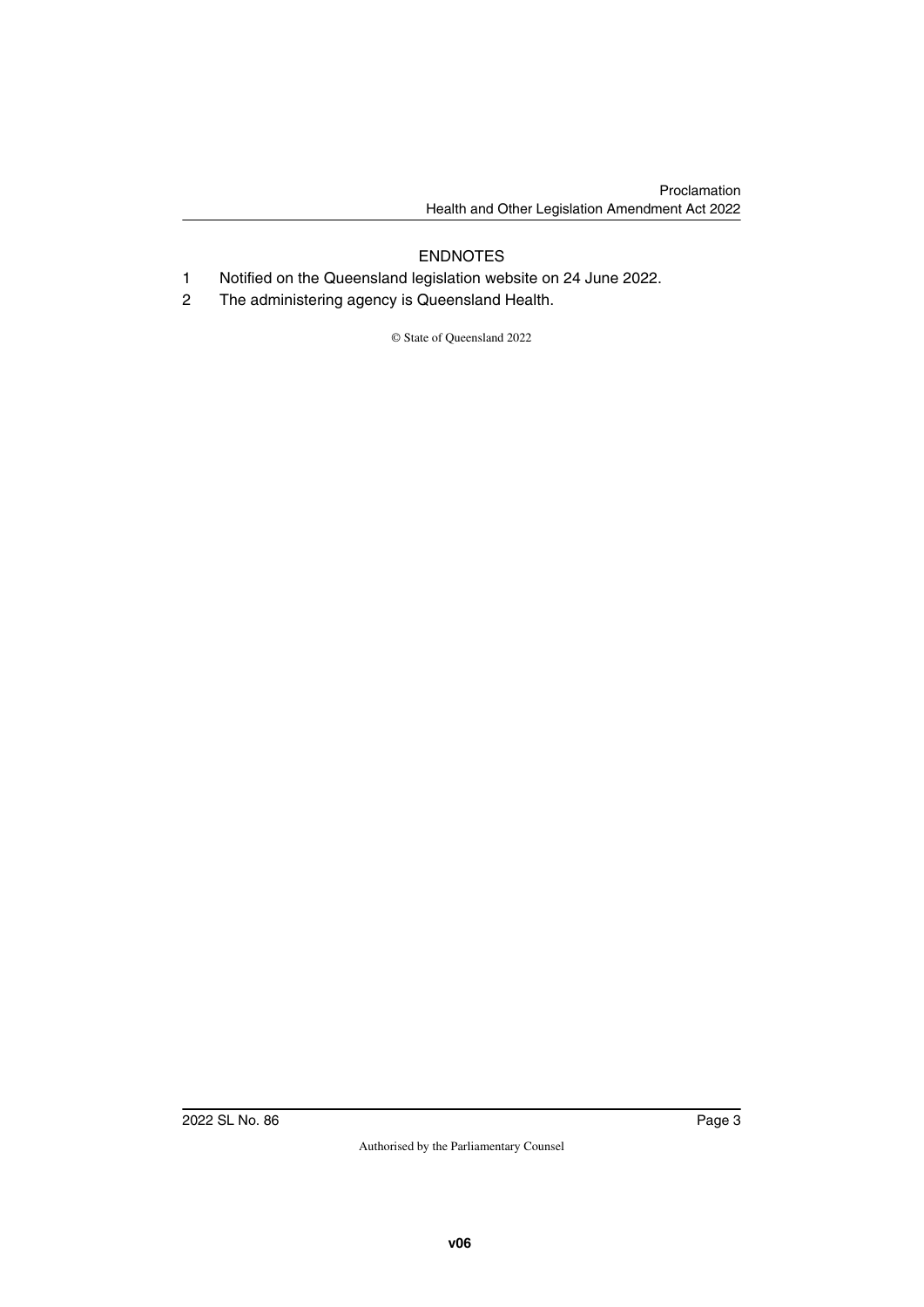## ENDNOTES

1 Notified on the Queensland legislation website on 24 June 2022.

2 The administering agency is Queensland Health.

© State of Queensland 2022